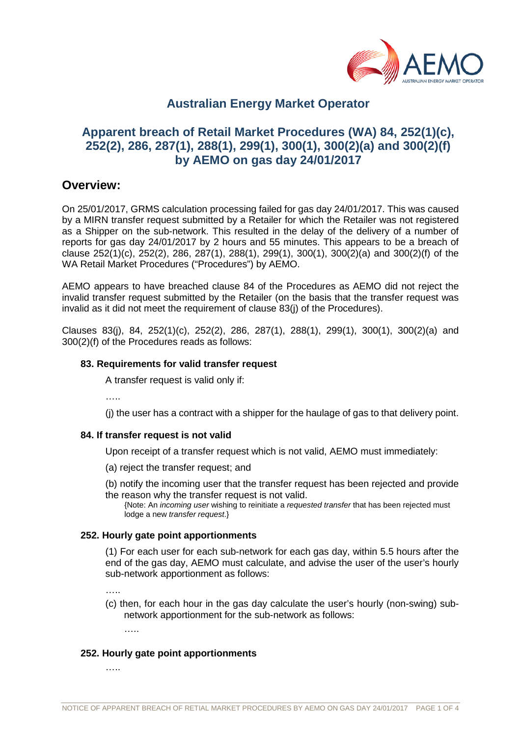# Australian Energy Market Operator

## Apparent breach of Retail Market Procedures (WA) 84, 252(1)(c), 252(2), 286, 287(1), 288(1), 299(1), 300(1), 300(2)(a) and 300(2)(f) by AEMO on gas day 24/01/2017

## Overview:

On 25/01/2017, GRMS calculation processing failed for gas day 24/01/2017. This was caused by a MIRN transfer request submitted by a Retailer for which the Retailer was not registered as a Shipper on the sub-network. This resulted in the delay of the delivery of a number of reports for gas day 24/01/2017 by 2 hours and 55 minutes. This appears to be a breach of clause 252(1)(c), 252(2), 286, 287(1), 288(1), 299(1), 300(1), 300(2)(a) and 300(2)(f) of the WA Retail Market Procedures ("Procedures") by AEMO.

AEMO appears to have breached clause 84 of the Procedures as AEMO did not reject the invalid transfer request submitted by the Retailer (on the basis that the transfer request was invalid as it did not meet the requirement of clause 83(j) of the Procedures).

Clauses 83(j), 84, 252(1)(c), 252(2), 286, 287(1), 288(1), 299(1), 300(1), 300(2)(a) and 300(2)(f) of the Procedures reads as follows:

### 83. Requirements for valid transfer request

A transfer request is valid only if:

…..

(j) the user has a contract with a shipper for the haulage of gas to that delivery point.

### 84. If transfer request is not valid

Upon receipt of a transfer request which is not valid, AEMO must immediately:

(a) reject the transfer request; and

(b) notify the incoming user that the transfer request has been rejected and provide the reason why the transfer request is not valid.

{Note: An *incoming user* wishing to reinitiate a *requested transfer* that has been rejected must lodge a new *transfer request*.}

### 252. Hourly gate point apportionments

(1) For each user for each sub-network for each gas day, within 5.5 hours after the end of the gas day, AEMO must calculate, and advise the user of the user's hourly sub-network apportionment as follows:

…..

(c) then, for each hour in the gas day calculate the user's hourly (non-swing) sub-network apportionment for the sub-network as follows:

…..

### 252. Hourly gate point apportionments

…..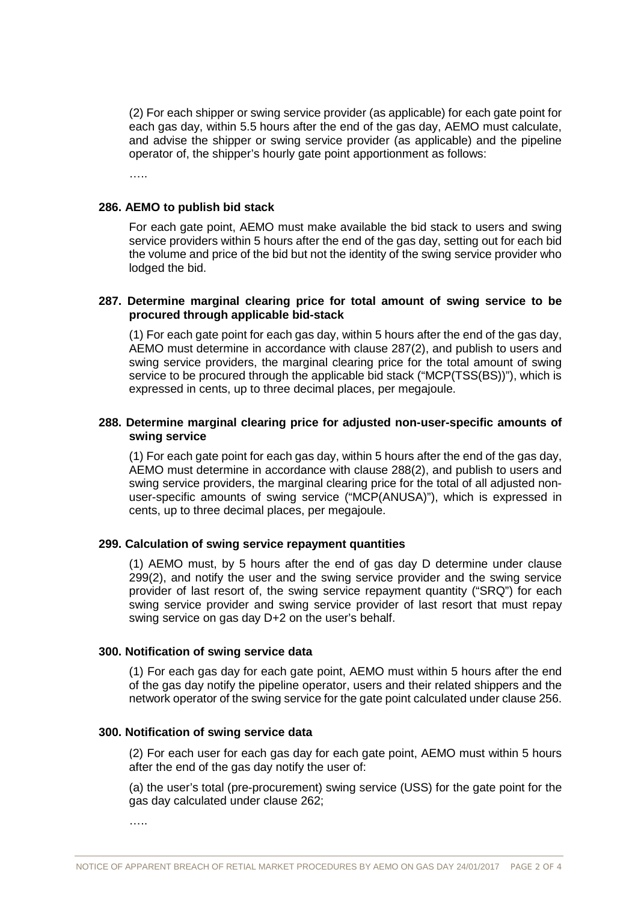(2) For each shipper or swing service provider (as applicable) for each gate point for each gas day, within 5.5 hours after the end of the gas day, AEMO must calculate, and advise the shipper or swing service provider (as applicable) and the pipeline operator of, the shipper's hourly gate point apportionment as follows:

…..

**286. AEMO to publish bid stack**

For each gate point, AEMO must make available the bid stack to users and swing service providers within 5 hours after the end of the gas day, setting out for each bid the volume and price of the bid but not the identity of the swing service provider who lodged the bid.

**287. Determine marginal clearing price for total amount of swing service to be procured through applicable bid-stack**

(1) For each gate point for each gas day, within 5 hours after the end of the gas day, AEMO must determine in accordance with clause 287(2), and publish to users and swing service providers, the marginal clearing price for the total amount of swing service to be procured through the applicable bid stack ("MCP(TSS(BS))"), which is expressed in cents, up to three decimal places, per megajoule.

**288. Determine marginal clearing price for adjusted non-user-specific amounts of swing service**

(1) For each gate point for each gas day, within 5 hours after the end of the gas day, AEMO must determine in accordance with clause 288(2), and publish to users and swing service providers, the marginal clearing price for the total of all adjusted non-user-specific amounts of swing service ("MCP(ANUSA)"), which is expressed in cents, up to three decimal places, per megajoule.

**299. Calculation of swing service repayment quantities**

(1) AEMO must, by 5 hours after the end of gas day D determine under clause 299(2), and notify the user and the swing service provider and the swing service provider of last resort of, the swing service repayment quantity ("SRQ") for each swing service provider and swing service provider of last resort that must repay swing service on gas day D+2 on the user's behalf.

**300. Notification of swing service data**

(1) For each gas day for each gate point, AEMO must within 5 hours after the end of the gas day notify the pipeline operator, users and their related shippers and the network operator of the swing service for the gate point calculated under clause 256.

**300. Notification of swing service data**

(2) For each user for each gas day for each gate point, AEMO must within 5 hours after the end of the gas day notify the user of:

(a) the user's total (pre-procurement) swing service (USS) for the gate point for the gas day calculated under clause 262;

…..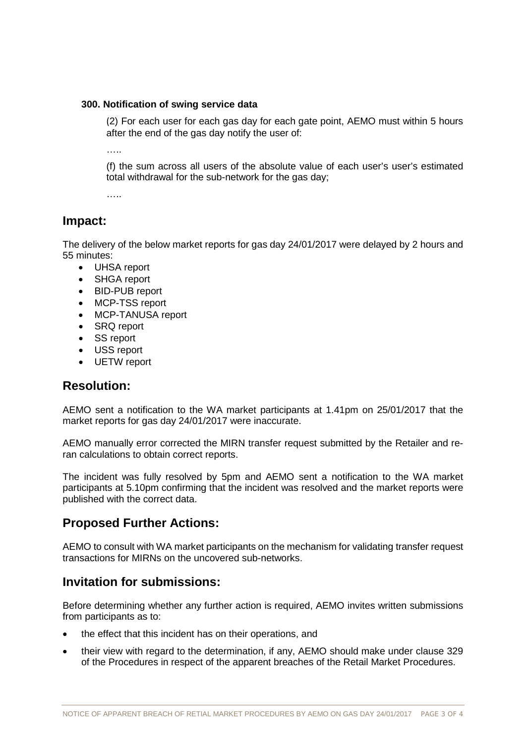**300. Notification of swing service data**

(2) For each user for each gas day for each gate point, AEMO must within 5 hours after the end of the gas day notify the user of:

…..

(f) the sum across all users of the absolute value of each user's user's estimated total withdrawal for the sub-network for the gas day;

…..

## Impact:

The delivery of the below market reports for gas day 24/01/2017 were delayed by 2 hours and 55 minutes:

- UHSA report
- SHGA report
- BID-PUB report
- MCP-TSS report
- MCP-TANUSA report
- SRQ report
- SS report
- USS report
- UETW report

## Resolution:

AEMO sent a notification to the WA market participants at 1.41pm on 25/01/2017 that the market reports for gas day 24/01/2017 were inaccurate.

AEMO manually error corrected the MIRN transfer request submitted by the Retailer and re-ran calculations to obtain correct reports.

The incident was fully resolved by 5pm and AEMO sent a notification to the WA market participants at 5.10pm confirming that the incident was resolved and the market reports were published with the correct data.

## Proposed Further Actions:

AEMO to consult with WA market participants on the mechanism for validating transfer request transactions for MIRNs on the uncovered sub-networks.

## Invitation for submissions:

Before determining whether any further action is required, AEMO invites written submissions from participants as to:

- the effect that this incident has on their operations, and
- their view with regard to the determination, if any, AEMO should make under clause 329 of the Procedures in respect of the apparent breaches of the Retail Market Procedures.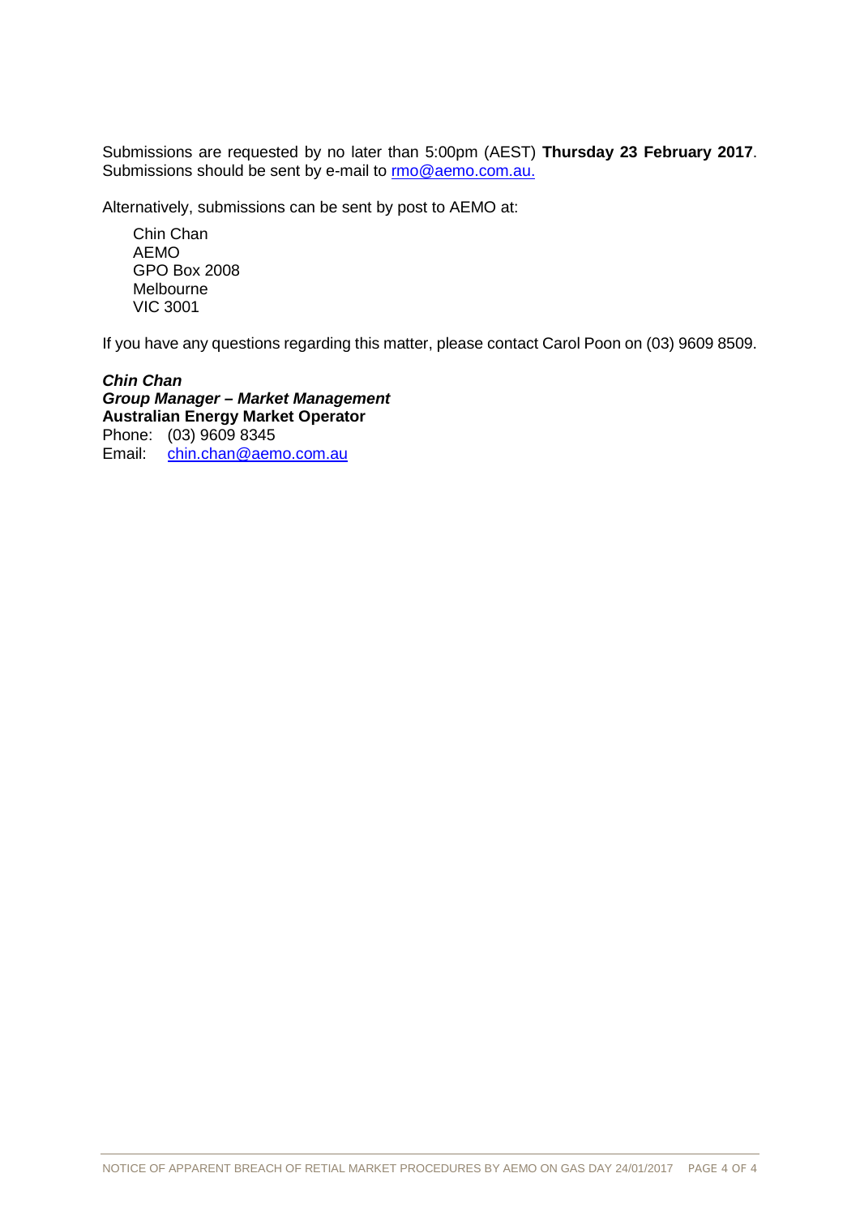Submissions are requested by no later than 5:00pm (AEST) **Thursday 23 February 2017**. Submissions should be sent by e-mail to rmo@aemo.com.au.

Alternatively, submissions can be sent by post to AEMO at:

Chin Chan  
AEMO  
GPO Box 2008  
Melbourne  
VIC 3001

If you have any questions regarding this matter, please contact Carol Poon on (03) 9609 8509.

***Chin Chan***  
***Group Manager – Market Management***  
**Australian Energy Market Operator**  
Phone: (03) 9609 8345  
Email: chin.chan@aemo.com.au